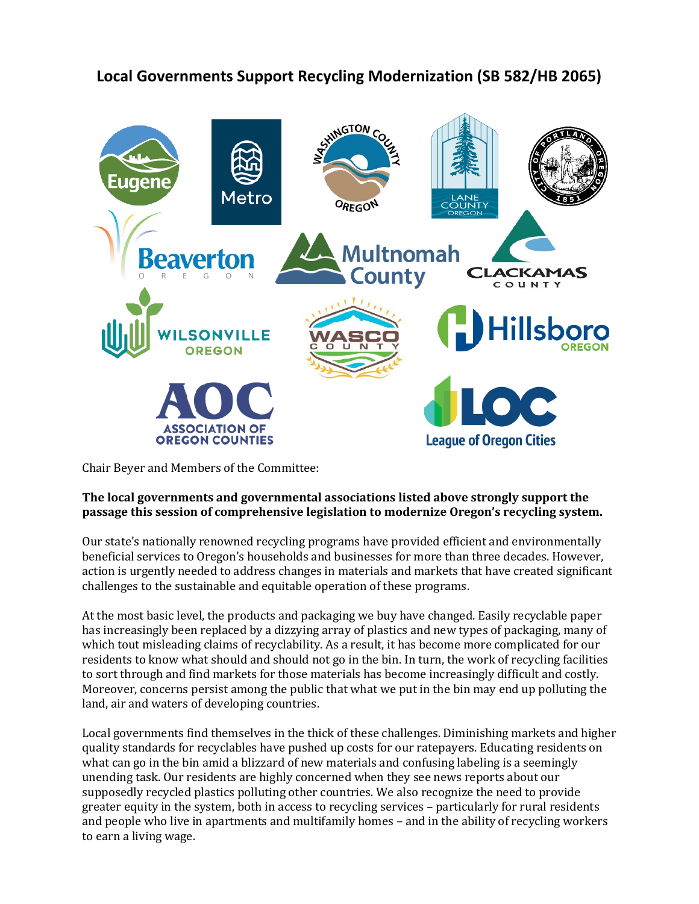# Local Governments Support Recycling Modernization (SB 582/HB 2065)

Chair Beyer and Members of the Committee:

**The local governments and governmental associations listed above strongly support the passage this session of comprehensive legislation to modernize Oregon's recycling system.**

Our state's nationally renowned recycling programs have provided efficient and environmentally beneficial services to Oregon's households and businesses for more than three decades. However, action is urgently needed to address changes in materials and markets that have created significant challenges to the sustainable and equitable operation of these programs.

At the most basic level, the products and packaging we buy have changed. Easily recyclable paper has increasingly been replaced by a dizzying array of plastics and new types of packaging, many of which tout misleading claims of recyclability. As a result, it has become more complicated for our residents to know what should and should not go in the bin. In turn, the work of recycling facilities to sort through and find markets for those materials has become increasingly difficult and costly. Moreover, concerns persist among the public that what we put in the bin may end up polluting the land, air and waters of developing countries.

Local governments find themselves in the thick of these challenges. Diminishing markets and higher quality standards for recyclables have pushed up costs for our ratepayers. Educating residents on what can go in the bin amid a blizzard of new materials and confusing labeling is a seemingly unending task. Our residents are highly concerned when they see news reports about our supposedly recycled plastics polluting other countries. We also recognize the need to provide greater equity in the system, both in access to recycling services – particularly for rural residents and people who live in apartments and multifamily homes – and in the ability of recycling workers to earn a living wage.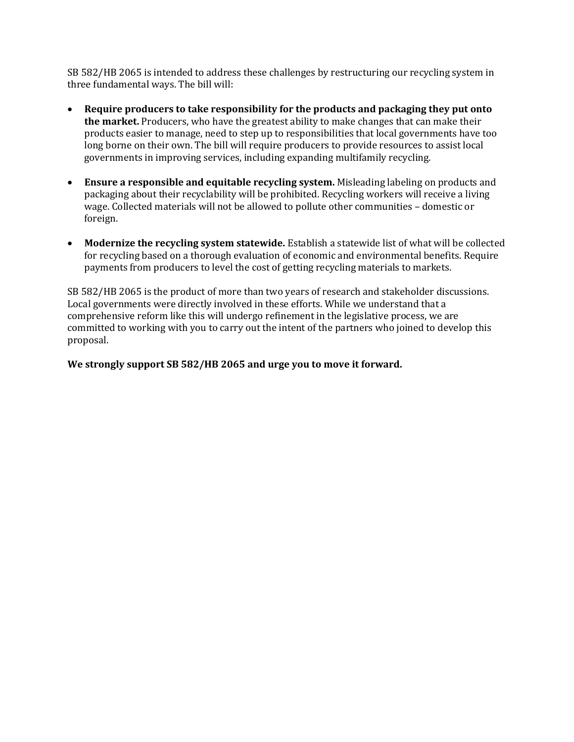SB 582/HB 2065 is intended to address these challenges by restructuring our recycling system in three fundamental ways. The bill will:

- **Require producers to take responsibility for the products and packaging they put onto the market.** Producers, who have the greatest ability to make changes that can make their products easier to manage, need to step up to responsibilities that local governments have too long borne on their own. The bill will require producers to provide resources to assist local governments in improving services, including expanding multifamily recycling.

- **Ensure a responsible and equitable recycling system.** Misleading labeling on products and packaging about their recyclability will be prohibited. Recycling workers will receive a living wage. Collected materials will not be allowed to pollute other communities – domestic or foreign.

- **Modernize the recycling system statewide.** Establish a statewide list of what will be collected for recycling based on a thorough evaluation of economic and environmental benefits. Require payments from producers to level the cost of getting recycling materials to markets.

SB 582/HB 2065 is the product of more than two years of research and stakeholder discussions. Local governments were directly involved in these efforts. While we understand that a comprehensive reform like this will undergo refinement in the legislative process, we are committed to working with you to carry out the intent of the partners who joined to develop this proposal.

**We strongly support SB 582/HB 2065 and urge you to move it forward.**